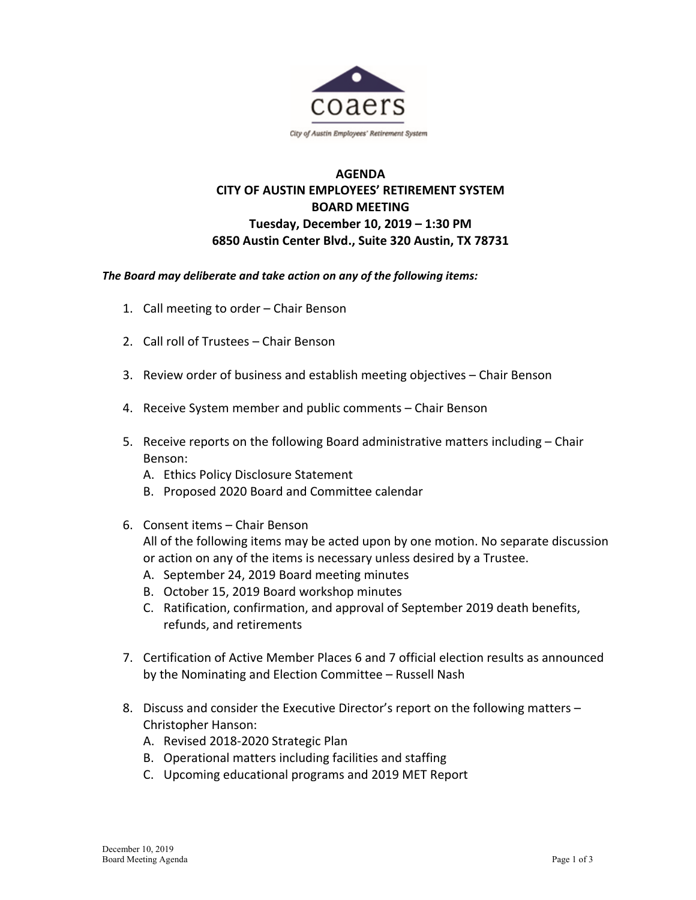coaers

City of Austin Employees' Retirement System

# AGENDA
## CITY OF AUSTIN EMPLOYEES' RETIREMENT SYSTEM
## BOARD MEETING
## Tuesday, December 10, 2019 – 1:30 PM
## 6850 Austin Center Blvd., Suite 320 Austin, TX 78731

***The Board may deliberate and take action on any of the following items:***

1. Call meeting to order – Chair Benson

2. Call roll of Trustees – Chair Benson

3. Review order of business and establish meeting objectives – Chair Benson

4. Receive System member and public comments – Chair Benson

5. Receive reports on the following Board administrative matters including – Chair Benson:
   A. Ethics Policy Disclosure Statement
   B. Proposed 2020 Board and Committee calendar

6. Consent items – Chair Benson
   All of the following items may be acted upon by one motion. No separate discussion or action on any of the items is necessary unless desired by a Trustee.
   A. September 24, 2019 Board meeting minutes
   B. October 15, 2019 Board workshop minutes
   C. Ratification, confirmation, and approval of September 2019 death benefits, refunds, and retirements

7. Certification of Active Member Places 6 and 7 official election results as announced by the Nominating and Election Committee – Russell Nash

8. Discuss and consider the Executive Director's report on the following matters – Christopher Hanson:
   A. Revised 2018-2020 Strategic Plan
   B. Operational matters including facilities and staffing
   C. Upcoming educational programs and 2019 MET Report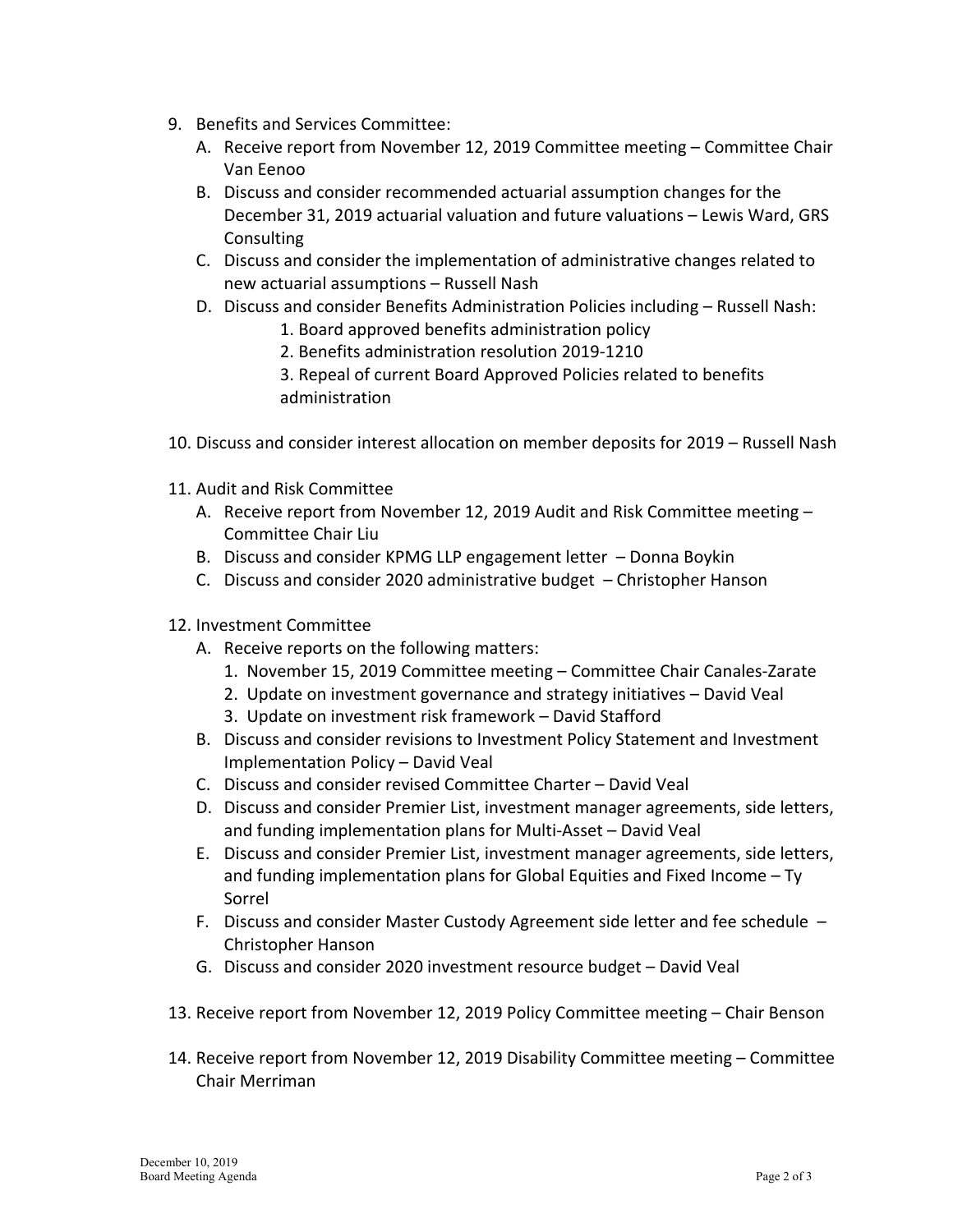9. Benefits and Services Committee:
   A. Receive report from November 12, 2019 Committee meeting – Committee Chair Van Eenoo
   B. Discuss and consider recommended actuarial assumption changes for the December 31, 2019 actuarial valuation and future valuations – Lewis Ward, GRS Consulting
   C. Discuss and consider the implementation of administrative changes related to new actuarial assumptions – Russell Nash
   D. Discuss and consider Benefits Administration Policies including – Russell Nash:
      1. Board approved benefits administration policy
      2. Benefits administration resolution 2019-1210
      3. Repeal of current Board Approved Policies related to benefits administration

10. Discuss and consider interest allocation on member deposits for 2019 – Russell Nash

11. Audit and Risk Committee
    A. Receive report from November 12, 2019 Audit and Risk Committee meeting – Committee Chair Liu
    B. Discuss and consider KPMG LLP engagement letter – Donna Boykin
    C. Discuss and consider 2020 administrative budget – Christopher Hanson

12. Investment Committee
    A. Receive reports on the following matters:
       1. November 15, 2019 Committee meeting – Committee Chair Canales-Zarate
       2. Update on investment governance and strategy initiatives – David Veal
       3. Update on investment risk framework – David Stafford
    B. Discuss and consider revisions to Investment Policy Statement and Investment Implementation Policy – David Veal
    C. Discuss and consider revised Committee Charter – David Veal
    D. Discuss and consider Premier List, investment manager agreements, side letters, and funding implementation plans for Multi-Asset – David Veal
    E. Discuss and consider Premier List, investment manager agreements, side letters, and funding implementation plans for Global Equities and Fixed Income – Ty Sorrel
    F. Discuss and consider Master Custody Agreement side letter and fee schedule – Christopher Hanson
    G. Discuss and consider 2020 investment resource budget – David Veal

13. Receive report from November 12, 2019 Policy Committee meeting – Chair Benson

14. Receive report from November 12, 2019 Disability Committee meeting – Committee Chair Merriman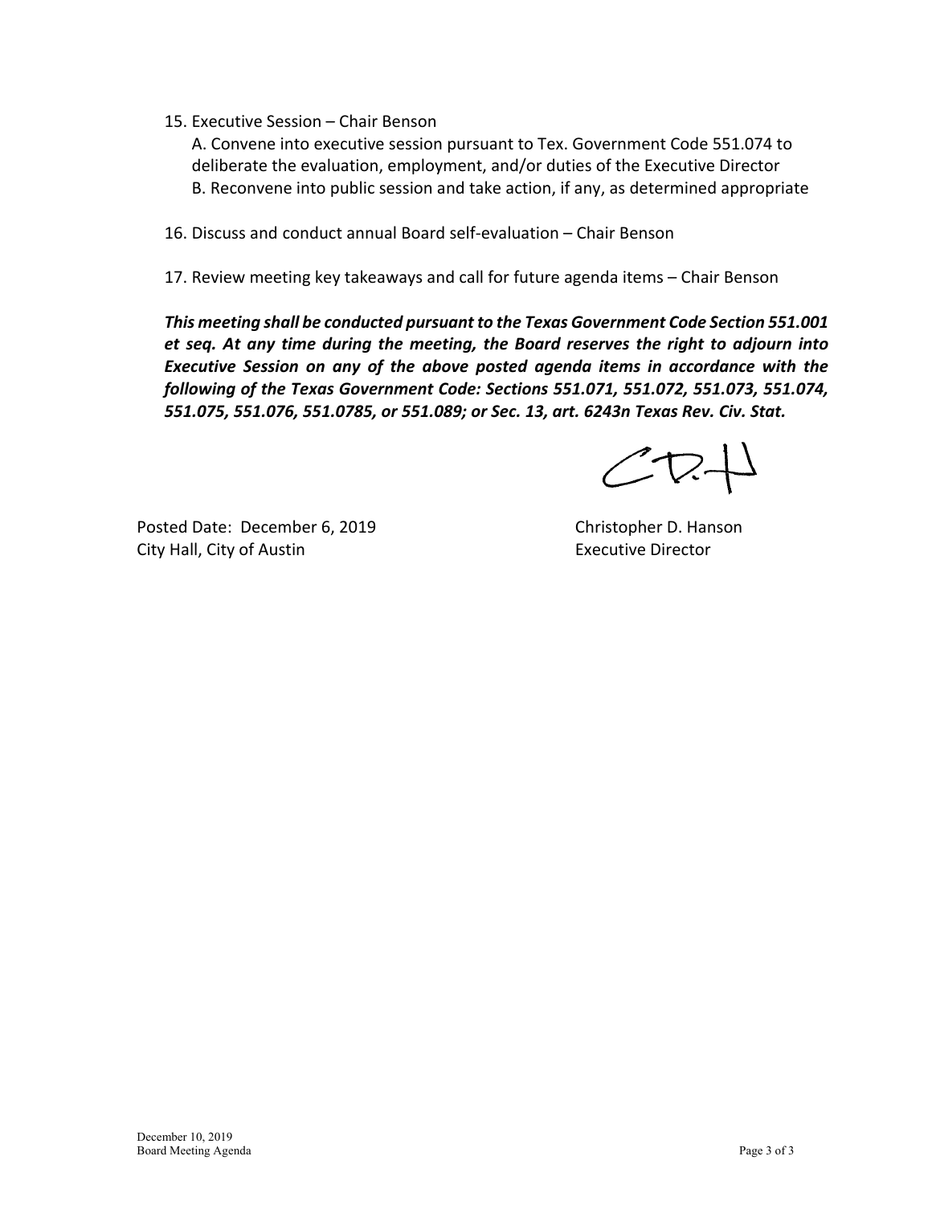15. Executive Session – Chair Benson
    A. Convene into executive session pursuant to Tex. Government Code 551.074 to deliberate the evaluation, employment, and/or duties of the Executive Director
    B. Reconvene into public session and take action, if any, as determined appropriate

16. Discuss and conduct annual Board self-evaluation – Chair Benson

17. Review meeting key takeaways and call for future agenda items – Chair Benson

***This meeting shall be conducted pursuant to the Texas Government Code Section 551.001 et seq. At any time during the meeting, the Board reserves the right to adjourn into Executive Session on any of the above posted agenda items in accordance with the following of the Texas Government Code: Sections 551.071, 551.072, 551.073, 551.074, 551.075, 551.076, 551.0785, or 551.089; or Sec. 13, art. 6243n Texas Rev. Civ. Stat.***

Posted Date: December 6, 2019
City Hall, City of Austin

Christopher D. Hanson
Executive Director